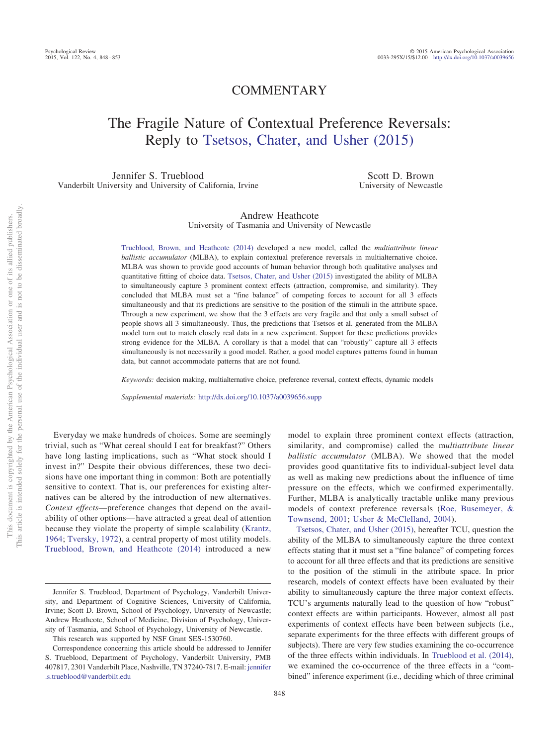COMMENTARY

# The Fragile Nature of Contextual Preference Reversals: Reply to Tsetsos, Chater, and Usher (2015)

Jennifer S. Trueblood
Vanderbilt University and University of California, Irvine

Scott D. Brown
University of Newcastle

Andrew Heathcote
University of Tasmania and University of Newcastle

Trueblood, Brown, and Heathcote (2014) developed a new model, called the *multiattribute linear ballistic accumulator* (MLBA), to explain contextual preference reversals in multialternative choice. MLBA was shown to provide good accounts of human behavior through both qualitative analyses and quantitative fitting of choice data. Tsetsos, Chater, and Usher (2015) investigated the ability of MLBA to simultaneously capture 3 prominent context effects (attraction, compromise, and similarity). They concluded that MLBA must set a "fine balance" of competing forces to account for all 3 effects simultaneously and that its predictions are sensitive to the position of the stimuli in the attribute space. Through a new experiment, we show that the 3 effects are very fragile and that only a small subset of people shows all 3 simultaneously. Thus, the predictions that Tsetsos et al. generated from the MLBA model turn out to match closely real data in a new experiment. Support for these predictions provides strong evidence for the MLBA. A corollary is that a model that can "robustly" capture all 3 effects simultaneously is not necessarily a good model. Rather, a good model captures patterns found in human data, but cannot accommodate patterns that are not found.

*Keywords:* decision making, multialternative choice, preference reversal, context effects, dynamic models

*Supplemental materials:* http://dx.doi.org/10.1037/a0039656.supp

Everyday we make hundreds of choices. Some are seemingly trivial, such as "What cereal should I eat for breakfast?" Others have long lasting implications, such as "What stock should I invest in?" Despite their obvious differences, these two decisions have one important thing in common: Both are potentially sensitive to context. That is, our preferences for existing alternatives can be altered by the introduction of new alternatives. *Context effects*—preference changes that depend on the availability of other options—have attracted a great deal of attention because they violate the property of simple scalability (Krantz, 1964; Tversky, 1972), a central property of most utility models. Trueblood, Brown, and Heathcote (2014) introduced a new model to explain three prominent context effects (attraction, similarity, and compromise) called the m*ultiattribute linear ballistic accumulator* (MLBA). We showed that the model provides good quantitative fits to individual-subject level data as well as making new predictions about the influence of time pressure on the effects, which we confirmed experimentally. Further, MLBA is analytically tractable unlike many previous models of context preference reversals (Roe, Busemeyer, & Townsend, 2001; Usher & McClelland, 2004).

Tsetsos, Chater, and Usher (2015), hereafter TCU, question the ability of the MLBA to simultaneously capture the three context effects stating that it must set a "fine balance" of competing forces to account for all three effects and that its predictions are sensitive to the position of the stimuli in the attribute space. In prior research, models of context effects have been evaluated by their ability to simultaneously capture the three major context effects. TCU's arguments naturally lead to the question of how "robust" context effects are within participants. However, almost all past experiments of context effects have been between subjects (i.e., separate experiments for the three effects with different groups of subjects). There are very few studies examining the co-occurrence of the three effects within individuals. In Trueblood et al. (2014), we examined the co-occurrence of the three effects in a "combined" inference experiment (i.e., deciding which of three criminal

Jennifer S. Trueblood, Department of Psychology, Vanderbilt University, and Department of Cognitive Sciences, University of California, Irvine; Scott D. Brown, School of Psychology, University of Newcastle; Andrew Heathcote, School of Medicine, Division of Psychology, University of Tasmania, and School of Psychology, University of Newcastle.

This research was supported by NSF Grant SES-1530760.

Correspondence concerning this article should be addressed to Jennifer S. Trueblood, Department of Psychology, Vanderbilt University, PMB 407817, 2301 Vanderbilt Place, Nashville, TN 37240-7817. E-mail: jennifer.s.trueblood@vanderbilt.edu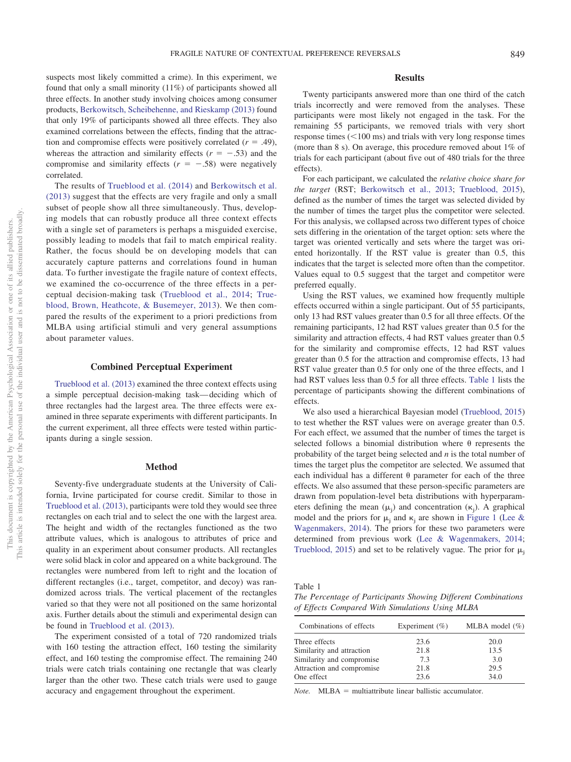suspects most likely committed a crime). In this experiment, we found that only a small minority (11%) of participants showed all three effects. In another study involving choices among consumer products, Berkowitsch, Scheibehenne, and Rieskamp (2013) found that only 19% of participants showed all three effects. They also examined correlations between the effects, finding that the attraction and compromise effects were positively correlated ($r = .49$), whereas the attraction and similarity effects ($r = -.53$) and the compromise and similarity effects ($r = -.58$) were negatively correlated.

The results of Trueblood et al. (2014) and Berkowitsch et al. (2013) suggest that the effects are very fragile and only a small subset of people show all three simultaneously. Thus, developing models that can robustly produce all three context effects with a single set of parameters is perhaps a misguided exercise, possibly leading to models that fail to match empirical reality. Rather, the focus should be on developing models that can accurately capture patterns and correlations found in human data. To further investigate the fragile nature of context effects, we examined the co-occurrence of the three effects in a perceptual decision-making task (Trueblood et al., 2014; Trueblood, Brown, Heathcote, & Busemeyer, 2013). We then compared the results of the experiment to a priori predictions from MLBA using artificial stimuli and very general assumptions about parameter values.

## Combined Perceptual Experiment

Trueblood et al. (2013) examined the three context effects using a simple perceptual decision-making task—deciding which of three rectangles had the largest area. The three effects were examined in three separate experiments with different participants. In the current experiment, all three effects were tested within participants during a single session.

### Method

Seventy-five undergraduate students at the University of California, Irvine participated for course credit. Similar to those in Trueblood et al. (2013), participants were told they would see three rectangles on each trial and to select the one with the largest area. The height and width of the rectangles functioned as the two attribute values, which is analogous to attributes of price and quality in an experiment about consumer products. All rectangles were solid black in color and appeared on a white background. The rectangles were numbered from left to right and the location of different rectangles (i.e., target, competitor, and decoy) was randomized across trials. The vertical placement of the rectangles varied so that they were not all positioned on the same horizontal axis. Further details about the stimuli and experimental design can be found in Trueblood et al. (2013).

The experiment consisted of a total of 720 randomized trials with 160 testing the attraction effect, 160 testing the similarity effect, and 160 testing the compromise effect. The remaining 240 trials were catch trials containing one rectangle that was clearly larger than the other two. These catch trials were used to gauge accuracy and engagement throughout the experiment.

### Results

Twenty participants answered more than one third of the catch trials incorrectly and were removed from the analyses. These participants were most likely not engaged in the task. For the remaining 55 participants, we removed trials with very short response times (<100 ms) and trials with very long response times (more than 8 s). On average, this procedure removed about 1% of trials for each participant (about five out of 480 trials for the three effects).

For each participant, we calculated the *relative choice share for the target* (RST; Berkowitsch et al., 2013; Trueblood, 2015), defined as the number of times the target was selected divided by the number of times the target plus the competitor were selected. For this analysis, we collapsed across two different types of choice sets differing in the orientation of the target option: sets where the target was oriented vertically and sets where the target was oriented horizontally. If the RST value is greater than 0.5, this indicates that the target is selected more often than the competitor. Values equal to 0.5 suggest that the target and competitor were preferred equally.

Using the RST values, we examined how frequently multiple effects occurred within a single participant. Out of 55 participants, only 13 had RST values greater than 0.5 for all three effects. Of the remaining participants, 12 had RST values greater than 0.5 for the similarity and attraction effects, 4 had RST values greater than 0.5 for the similarity and compromise effects, 12 had RST values greater than 0.5 for the attraction and compromise effects, 13 had RST value greater than 0.5 for only one of the three effects, and 1 had RST values less than 0.5 for all three effects. Table 1 lists the percentage of participants showing the different combinations of effects.

We also used a hierarchical Bayesian model (Trueblood, 2015) to test whether the RST values were on average greater than 0.5. For each effect, we assumed that the number of times the target is selected follows a binomial distribution where $\theta$ represents the probability of the target being selected and $n$ is the total number of times the target plus the competitor are selected. We assumed that each individual has a different $\theta$ parameter for each of the three effects. We also assumed that these person-specific parameters are drawn from population-level beta distributions with hyperparameters defining the mean ($\mu_j$) and concentration ($\kappa_j$). A graphical model and the priors for $\mu_j$ and $\kappa_j$ are shown in Figure 1 (Lee & Wagenmakers, 2014). The priors for these two parameters were determined from previous work (Lee & Wagenmakers, 2014; Trueblood, 2015) and set to be relatively vague. The prior for $\mu_j$

Table 1
*The Percentage of Participants Showing Different Combinations of Effects Compared With Simulations Using MLBA*

| Combinations of effects | Experiment (%) | MLBA model (%) |
|---|---|---|
| Three effects | 23.6 | 20.0 |
| Similarity and attraction | 21.8 | 13.5 |
| Similarity and compromise | 7.3 | 3.0 |
| Attraction and compromise | 21.8 | 29.5 |
| One effect | 23.6 | 34.0 |

*Note.* MLBA = multiattribute linear ballistic accumulator.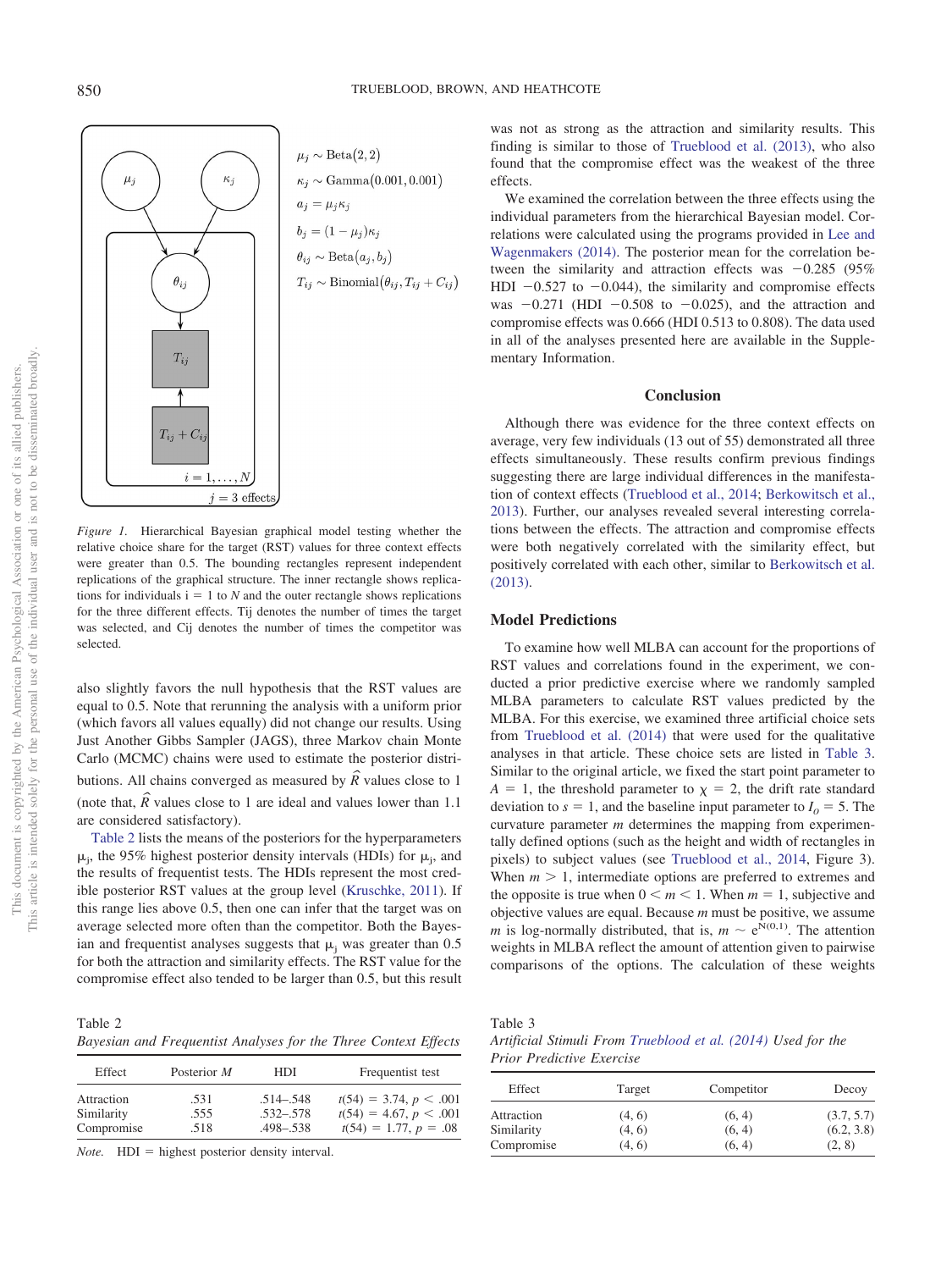$$\mu_j \sim \text{Beta}(2, 2)$$
$$\kappa_j \sim \text{Gamma}(0.001, 0.001)$$
$$a_j = \mu_j \kappa_j$$
$$b_j = (1 - \mu_j)\kappa_j$$
$$\theta_{ij} \sim \text{Beta}(a_j, b_j)$$
$$T_{ij} \sim \text{Binomial}(\theta_{ij}, T_{ij} + C_{ij})$$

*Figure 1.* Hierarchical Bayesian graphical model testing whether the relative choice share for the target (RST) values for three context effects were greater than 0.5. The bounding rectangles represent independent replications of the graphical structure. The inner rectangle shows replications for individuals i = 1 to *N* and the outer rectangle shows replications for the three different effects. Tij denotes the number of times the target was selected, and Cij denotes the number of times the competitor was selected.

also slightly favors the null hypothesis that the RST values are equal to 0.5. Note that rerunning the analysis with a uniform prior (which favors all values equally) did not change our results. Using Just Another Gibbs Sampler (JAGS), three Markov chain Monte Carlo (MCMC) chains were used to estimate the posterior distributions. All chains converged as measured by $\hat{R}$ values close to 1 (note that, $\hat{R}$ values close to 1 are ideal and values lower than 1.1 are considered satisfactory).

Table 2 lists the means of the posteriors for the hyperparameters $\mu_j$, the 95% highest posterior density intervals (HDIs) for $\mu_j$, and the results of frequentist tests. The HDIs represent the most credible posterior RST values at the group level (Kruschke, 2011). If this range lies above 0.5, then one can infer that the target was on average selected more often than the competitor. Both the Bayesian and frequentist analyses suggests that $\mu_j$ was greater than 0.5 for both the attraction and similarity effects. The RST value for the compromise effect also tended to be larger than 0.5, but this result was not as strong as the attraction and similarity results. This finding is similar to those of Trueblood et al. (2013), who also found that the compromise effect was the weakest of the three effects.

We examined the correlation between the three effects using the individual parameters from the hierarchical Bayesian model. Correlations were calculated using the programs provided in Lee and Wagenmakers (2014). The posterior mean for the correlation between the similarity and attraction effects was −0.285 (95% HDI −0.527 to −0.044), the similarity and compromise effects was −0.271 (HDI −0.508 to −0.025), and the attraction and compromise effects was 0.666 (HDI 0.513 to 0.808). The data used in all of the analyses presented here are available in the Supplementary Information.

Table 2
*Bayesian and Frequentist Analyses for the Three Context Effects*

| Effect | Posterior *M* | HDI | Frequentist test |
|---|---|---|---|
| Attraction | .531 | .514–.548 | $t(54) = 3.74$, $p < .001$ |
| Similarity | .555 | .532–.578 | $t(54) = 4.67$, $p < .001$ |
| Compromise | .518 | .498–.538 | $t(54) = 1.77$, $p = .08$ |

*Note.* HDI = highest posterior density interval.

### Conclusion

Although there was evidence for the three context effects on average, very few individuals (13 out of 55) demonstrated all three effects simultaneously. These results confirm previous findings suggesting there are large individual differences in the manifestation of context effects (Trueblood et al., 2014; Berkowitsch et al., 2013). Further, our analyses revealed several interesting correlations between the effects. The attraction and compromise effects were both negatively correlated with the similarity effect, but positively correlated with each other, similar to Berkowitsch et al. (2013).

## Model Predictions

To examine how well MLBA can account for the proportions of RST values and correlations found in the experiment, we conducted a prior predictive exercise where we randomly sampled MLBA parameters to calculate RST values predicted by the MLBA. For this exercise, we examined three artificial choice sets from Trueblood et al. (2014) that were used for the qualitative analyses in that article. These choice sets are listed in Table 3. Similar to the original article, we fixed the start point parameter to $A = 1$, the threshold parameter to $\chi = 2$, the drift rate standard deviation to $s = 1$, and the baseline input parameter to $I_o = 5$. The curvature parameter *m* determines the mapping from experimentally defined options (such as the height and width of rectangles in pixels) to subject values (see Trueblood et al., 2014, Figure 3). When $m > 1$, intermediate options are preferred to extremes and the opposite is true when $0 < m < 1$. When $m = 1$, subjective and objective values are equal. Because *m* must be positive, we assume *m* is log-normally distributed, that is, $m \sim e^{N(0,1)}$. The attention weights in MLBA reflect the amount of attention given to pairwise comparisons of the options. The calculation of these weights

Table 3
*Artificial Stimuli From Trueblood et al. (2014) Used for the Prior Predictive Exercise*

| Effect | Target | Competitor | Decoy |
|---|---|---|---|
| Attraction | (4, 6) | (6, 4) | (3.7, 5.7) |
| Similarity | (4, 6) | (6, 4) | (6.2, 3.8) |
| Compromise | (4, 6) | (6, 4) | (2, 8) |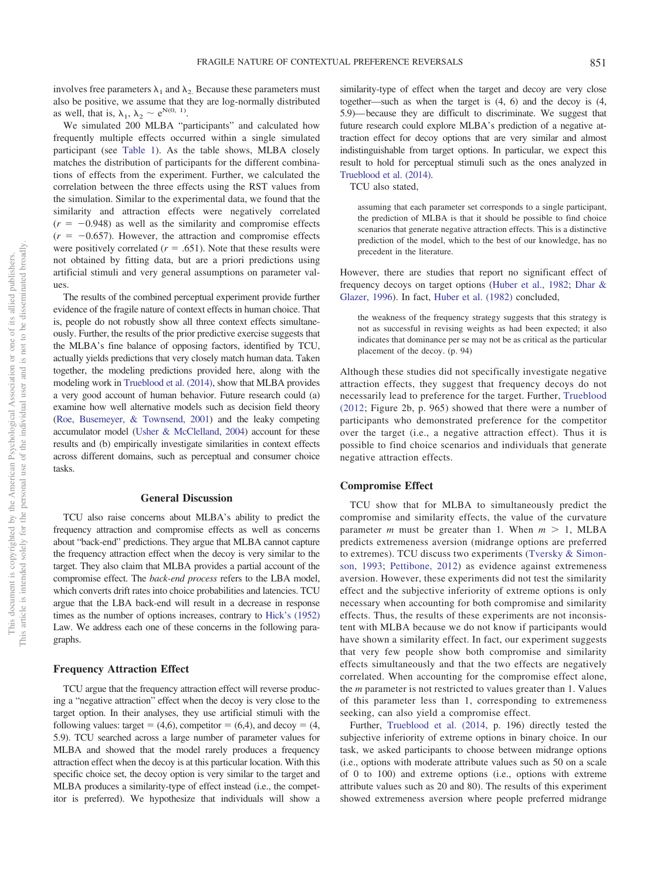involves free parameters $\lambda_1$ and $\lambda_2$. Because these parameters must also be positive, we assume that they are log-normally distributed as well, that is, $\lambda_1, \lambda_2 \sim e^{N(0, 1)}$.

We simulated 200 MLBA "participants" and calculated how frequently multiple effects occurred within a single simulated participant (see Table 1). As the table shows, MLBA closely matches the distribution of participants for the different combinations of effects from the experiment. Further, we calculated the correlation between the three effects using the RST values from the simulation. Similar to the experimental data, we found that the similarity and attraction effects were negatively correlated ($r = -0.948$) as well as the similarity and compromise effects ($r = -0.657$). However, the attraction and compromise effects were positively correlated ($r = .651$). Note that these results were not obtained by fitting data, but are a priori predictions using artificial stimuli and very general assumptions on parameter values.

The results of the combined perceptual experiment provide further evidence of the fragile nature of context effects in human choice. That is, people do not robustly show all three context effects simultaneously. Further, the results of the prior predictive exercise suggests that the MLBA's fine balance of opposing factors, identified by TCU, actually yields predictions that very closely match human data. Taken together, the modeling predictions provided here, along with the modeling work in Trueblood et al. (2014), show that MLBA provides a very good account of human behavior. Future research could (a) examine how well alternative models such as decision field theory (Roe, Busemeyer, & Townsend, 2001) and the leaky competing accumulator model (Usher & McClelland, 2004) account for these results and (b) empirically investigate similarities in context effects across different domains, such as perceptual and consumer choice tasks.

## General Discussion

TCU also raise concerns about MLBA's ability to predict the frequency attraction and compromise effects as well as concerns about "back-end" predictions. They argue that MLBA cannot capture the frequency attraction effect when the decoy is very similar to the target. They also claim that MLBA provides a partial account of the compromise effect. The *back-end process* refers to the LBA model, which converts drift rates into choice probabilities and latencies. TCU argue that the LBA back-end will result in a decrease in response times as the number of options increases, contrary to Hick's (1952) Law. We address each one of these concerns in the following paragraphs.

### Frequency Attraction Effect

TCU argue that the frequency attraction effect will reverse producing a "negative attraction" effect when the decoy is very close to the target option. In their analyses, they use artificial stimuli with the following values: target = (4,6), competitor = (6,4), and decoy = (4, 5.9). TCU searched across a large number of parameter values for MLBA and showed that the model rarely produces a frequency attraction effect when the decoy is at this particular location. With this specific choice set, the decoy option is very similar to the target and MLBA produces a similarity-type of effect instead (i.e., the competitor is preferred). We hypothesize that individuals will show a similarity-type of effect when the target and decoy are very close together—such as when the target is (4, 6) and the decoy is (4, 5.9)—because they are difficult to discriminate. We suggest that future research could explore MLBA's prediction of a negative attraction effect for decoy options that are very similar and almost indistinguishable from target options. In particular, we expect this result to hold for perceptual stimuli such as the ones analyzed in Trueblood et al. (2014).

TCU also stated,

> assuming that each parameter set corresponds to a single participant, the prediction of MLBA is that it should be possible to find choice scenarios that generate negative attraction effects. This is a distinctive prediction of the model, which to the best of our knowledge, has no precedent in the literature.

However, there are studies that report no significant effect of frequency decoys on target options (Huber et al., 1982; Dhar & Glazer, 1996). In fact, Huber et al. (1982) concluded,

> the weakness of the frequency strategy suggests that this strategy is not as successful in revising weights as had been expected; it also indicates that dominance per se may not be as critical as the particular placement of the decoy. (p. 94)

Although these studies did not specifically investigate negative attraction effects, they suggest that frequency decoys do not necessarily lead to preference for the target. Further, Trueblood (2012; Figure 2b, p. 965) showed that there were a number of participants who demonstrated preference for the competitor over the target (i.e., a negative attraction effect). Thus it is possible to find choice scenarios and individuals that generate negative attraction effects.

### Compromise Effect

TCU show that for MLBA to simultaneously predict the compromise and similarity effects, the value of the curvature parameter $m$ must be greater than 1. When $m > 1$, MLBA predicts extremeness aversion (midrange options are preferred to extremes). TCU discuss two experiments (Tversky & Simonson, 1993; Pettibone, 2012) as evidence against extremeness aversion. However, these experiments did not test the similarity effect and the subjective inferiority of extreme options is only necessary when accounting for both compromise and similarity effects. Thus, the results of these experiments are not inconsistent with MLBA because we do not know if participants would have shown a similarity effect. In fact, our experiment suggests that very few people show both compromise and similarity effects simultaneously and that the two effects are negatively correlated. When accounting for the compromise effect alone, the $m$ parameter is not restricted to values greater than 1. Values of this parameter less than 1, corresponding to extremeness seeking, can also yield a compromise effect.

Further, Trueblood et al. (2014, p. 196) directly tested the subjective inferiority of extreme options in binary choice. In our task, we asked participants to choose between midrange options (i.e., options with moderate attribute values such as 50 on a scale of 0 to 100) and extreme options (i.e., options with extreme attribute values such as 20 and 80). The results of this experiment showed extremeness aversion where people preferred midrange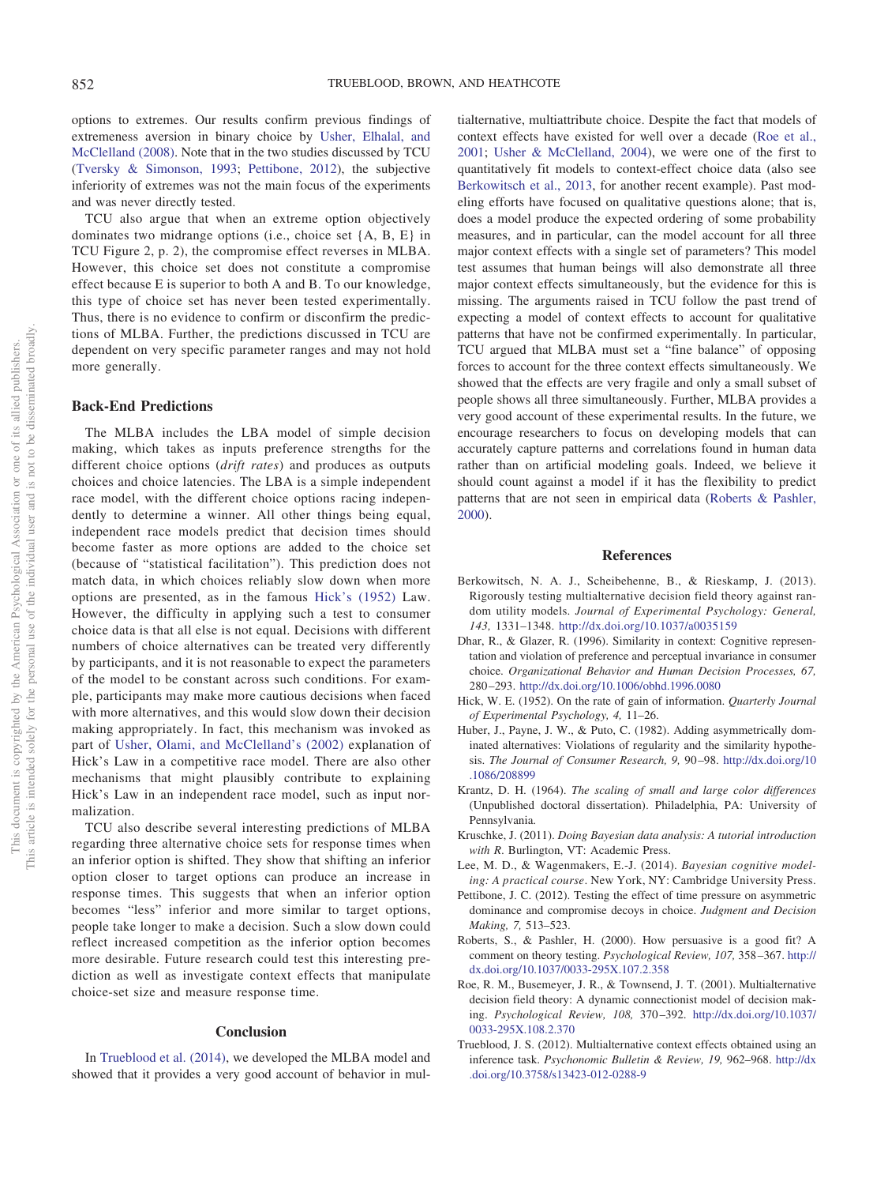options to extremes. Our results confirm previous findings of extremeness aversion in binary choice by Usher, Elhalal, and McClelland (2008). Note that in the two studies discussed by TCU (Tversky & Simonson, 1993; Pettibone, 2012), the subjective inferiority of extremes was not the main focus of the experiments and was never directly tested.

TCU also argue that when an extreme option objectively dominates two midrange options (i.e., choice set {A, B, E} in TCU Figure 2, p. 2), the compromise effect reverses in MLBA. However, this choice set does not constitute a compromise effect because E is superior to both A and B. To our knowledge, this type of choice set has never been tested experimentally. Thus, there is no evidence to confirm or disconfirm the predictions of MLBA. Further, the predictions discussed in TCU are dependent on very specific parameter ranges and may not hold more generally.

## Back-End Predictions

The MLBA includes the LBA model of simple decision making, which takes as inputs preference strengths for the different choice options (*drift rates*) and produces as outputs choices and choice latencies. The LBA is a simple independent race model, with the different choice options racing independently to determine a winner. All other things being equal, independent race models predict that decision times should become faster as more options are added to the choice set (because of "statistical facilitation"). This prediction does not match data, in which choices reliably slow down when more options are presented, as in the famous Hick's (1952) Law. However, the difficulty in applying such a test to consumer choice data is that all else is not equal. Decisions with different numbers of choice alternatives can be treated very differently by participants, and it is not reasonable to expect the parameters of the model to be constant across such conditions. For example, participants may make more cautious decisions when faced with more alternatives, and this would slow down their decision making appropriately. In fact, this mechanism was invoked as part of Usher, Olami, and McClelland's (2002) explanation of Hick's Law in a competitive race model. There are also other mechanisms that might plausibly contribute to explaining Hick's Law in an independent race model, such as input normalization.

TCU also describe several interesting predictions of MLBA regarding three alternative choice sets for response times when an inferior option is shifted. They show that shifting an inferior option closer to target options can produce an increase in response times. This suggests that when an inferior option becomes "less" inferior and more similar to target options, people take longer to make a decision. Such a slow down could reflect increased competition as the inferior option becomes more desirable. Future research could test this interesting prediction as well as investigate context effects that manipulate choice-set size and measure response time.

## Conclusion

In Trueblood et al. (2014), we developed the MLBA model and showed that it provides a very good account of behavior in multialternative, multiattribute choice. Despite the fact that models of context effects have existed for well over a decade (Roe et al., 2001; Usher & McClelland, 2004), we were one of the first to quantitatively fit models to context-effect choice data (also see Berkowitsch et al., 2013, for another recent example). Past modeling efforts have focused on qualitative questions alone; that is, does a model produce the expected ordering of some probability measures, and in particular, can the model account for all three major context effects with a single set of parameters? This model test assumes that human beings will also demonstrate all three major context effects simultaneously, but the evidence for this is missing. The arguments raised in TCU follow the past trend of expecting a model of context effects to account for qualitative patterns that have not be confirmed experimentally. In particular, TCU argued that MLBA must set a "fine balance" of opposing forces to account for the three context effects simultaneously. We showed that the effects are very fragile and only a small subset of people shows all three simultaneously. Further, MLBA provides a very good account of these experimental results. In the future, we encourage researchers to focus on developing models that can accurately capture patterns and correlations found in human data rather than on artificial modeling goals. Indeed, we believe it should count against a model if it has the flexibility to predict patterns that are not seen in empirical data (Roberts & Pashler, 2000).

## References

Berkowitsch, N. A. J., Scheibehenne, B., & Rieskamp, J. (2013). Rigorously testing multialternative decision field theory against random utility models. *Journal of Experimental Psychology: General, 143,* 1331–1348. http://dx.doi.org/10.1037/a0035159

Dhar, R., & Glazer, R. (1996). Similarity in context: Cognitive representation and violation of preference and perceptual invariance in consumer choice. *Organizational Behavior and Human Decision Processes, 67,* 280–293. http://dx.doi.org/10.1006/obhd.1996.0080

Hick, W. E. (1952). On the rate of gain of information. *Quarterly Journal of Experimental Psychology, 4,* 11–26.

Huber, J., Payne, J. W., & Puto, C. (1982). Adding asymmetrically dominated alternatives: Violations of regularity and the similarity hypothesis. *The Journal of Consumer Research, 9,* 90–98. http://dx.doi.org/10.1086/208899

Krantz, D. H. (1964). *The scaling of small and large color differences* (Unpublished doctoral dissertation). Philadelphia, PA: University of Pennsylvania.

Kruschke, J. (2011). *Doing Bayesian data analysis: A tutorial introduction with R*. Burlington, VT: Academic Press.

Lee, M. D., & Wagenmakers, E.-J. (2014). *Bayesian cognitive modeling: A practical course*. New York, NY: Cambridge University Press.

Pettibone, J. C. (2012). Testing the effect of time pressure on asymmetric dominance and compromise decoys in choice. *Judgment and Decision Making, 7,* 513–523.

Roberts, S., & Pashler, H. (2000). How persuasive is a good fit? A comment on theory testing. *Psychological Review, 107,* 358–367. http://dx.doi.org/10.1037/0033-295X.107.2.358

Roe, R. M., Busemeyer, J. R., & Townsend, J. T. (2001). Multialternative decision field theory: A dynamic connectionist model of decision making. *Psychological Review, 108,* 370–392. http://dx.doi.org/10.1037/0033-295X.108.2.370

Trueblood, J. S. (2012). Multialternative context effects obtained using an inference task. *Psychonomic Bulletin & Review, 19,* 962–968. http://dx.doi.org/10.3758/s13423-012-0288-9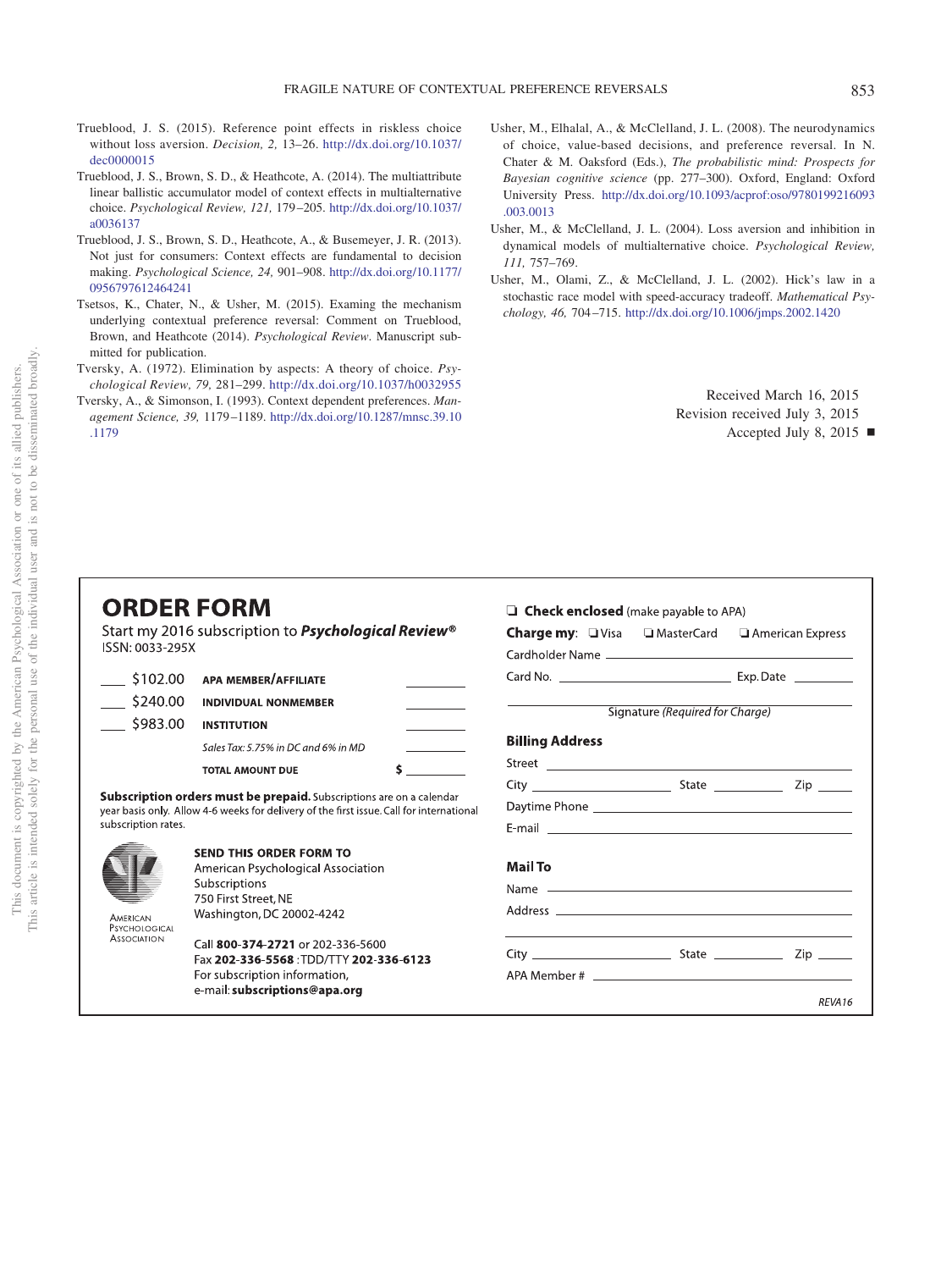Trueblood, J. S. (2015). Reference point effects in riskless choice without loss aversion. *Decision, 2,* 13–26. http://dx.doi.org/10.1037/dec0000015

Trueblood, J. S., Brown, S. D., & Heathcote, A. (2014). The multiattribute linear ballistic accumulator model of context effects in multialternative choice. *Psychological Review, 121,* 179–205. http://dx.doi.org/10.1037/a0036137

Trueblood, J. S., Brown, S. D., Heathcote, A., & Busemeyer, J. R. (2013). Not just for consumers: Context effects are fundamental to decision making. *Psychological Science, 24,* 901–908. http://dx.doi.org/10.1177/0956797612464241

Tsetsos, K., Chater, N., & Usher, M. (2015). Examing the mechanism underlying contextual preference reversal: Comment on Trueblood, Brown, and Heathcote (2014). *Psychological Review*. Manuscript submitted for publication.

Tversky, A. (1972). Elimination by aspects: A theory of choice. *Psychological Review, 79,* 281–299. http://dx.doi.org/10.1037/h0032955

Tversky, A., & Simonson, I. (1993). Context dependent preferences. *Management Science, 39,* 1179–1189. http://dx.doi.org/10.1287/mnsc.39.10.1179

Usher, M., Elhalal, A., & McClelland, J. L. (2008). The neurodynamics of choice, value-based decisions, and preference reversal. In N. Chater & M. Oaksford (Eds.), *The probabilistic mind: Prospects for Bayesian cognitive science* (pp. 277–300). Oxford, England: Oxford University Press. http://dx.doi.org/10.1093/acprof:oso/9780199216093.003.0013

Usher, M., & McClelland, J. L. (2004). Loss aversion and inhibition in dynamical models of multialternative choice. *Psychological Review, 111,* 757–769.

Usher, M., Olami, Z., & McClelland, J. L. (2002). Hick's law in a stochastic race model with speed-accuracy tradeoff. *Mathematical Psychology, 46,* 704–715. http://dx.doi.org/10.1006/jmps.2002.1420

Received March 16, 2015
Revision received July 3, 2015
Accepted July 8, 2015 ■

# ORDER FORM

Start my 2016 subscription to ***Psychological Review®***
ISSN: 0033-295X

| | | | |
|---|---|---|---|
| ___ | $102.00 | APA MEMBER/AFFILIATE | _______ |
| ___ | $240.00 | INDIVIDUAL NONMEMBER | _______ |
| ___ | $983.00 | INSTITUTION | _______ |
| | | *Sales Tax: 5.75% in DC and 6% in MD* | _______ |
| | | TOTAL AMOUNT DUE | $ _______ |

**Subscription orders must be prepaid.** Subscriptions are on a calendar year basis only. Allow 4-6 weeks for delivery of the first issue. Call for international subscription rates.

AMERICAN PSYCHOLOGICAL ASSOCIATION

**SEND THIS ORDER FORM TO**
American Psychological Association
Subscriptions
750 First Street, NE
Washington, DC 20002-4242

Call **800-374-2721** or 202-336-5600
Fax **202-336-5568** :TDD/TTY **202-336-6123**
For subscription information,
e-mail: **subscriptions@apa.org**

❑ **Check enclosed** (make payable to APA)

**Charge my**: ❑ Visa ❑ MasterCard ❑ American Express

Cardholder Name ____________________

Card No. ____________________ Exp. Date ________

____________________
Signature *(Required for Charge)*

**Billing Address**

Street ____________________

City ____________ State ________ Zip ______

Daytime Phone ____________________

E-mail ____________________

**Mail To**

Name ____________________

Address ____________________

____________________

City ____________ State ________ Zip ______

APA Member # ____________________

*REVA16*